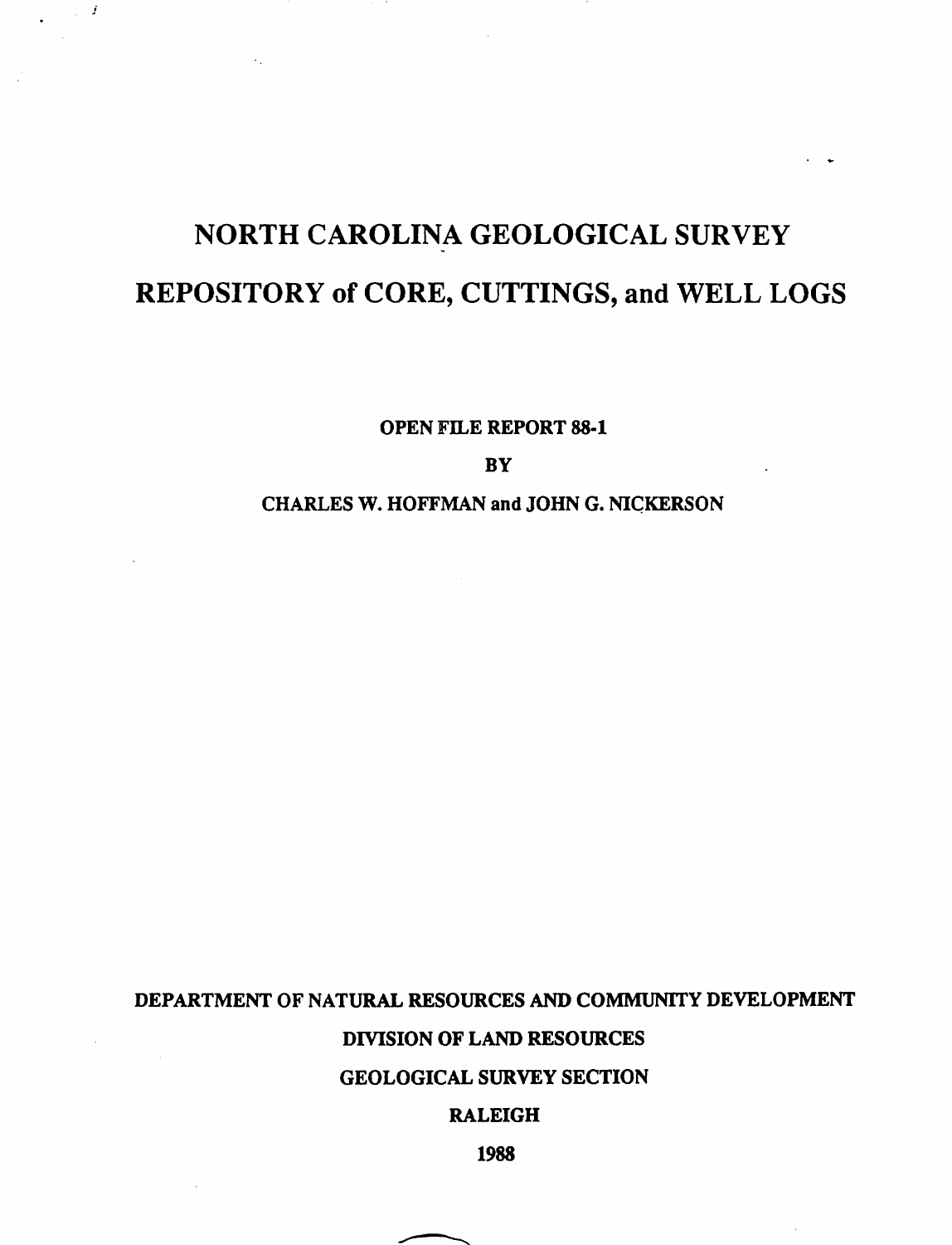# NORTH CAROLINA GEOLOGICAL SURVEY

# REPOSITORY of CORE, CUTTINGS, and WELL LOGS

**OPEN FILE REPORT 88-1**

**BY**

**CHARLES W. HOFFMAN and JOHN G. NICKERSON**

**DEPARTMENT OF NATURAL RESOURCES AND COMMUNITY DEVELOPMENT**

**DIVISION OF LAND RESOURCES**

**GEOLOGICAL SURVEY SECTION**

**RALEIGH**

**1988**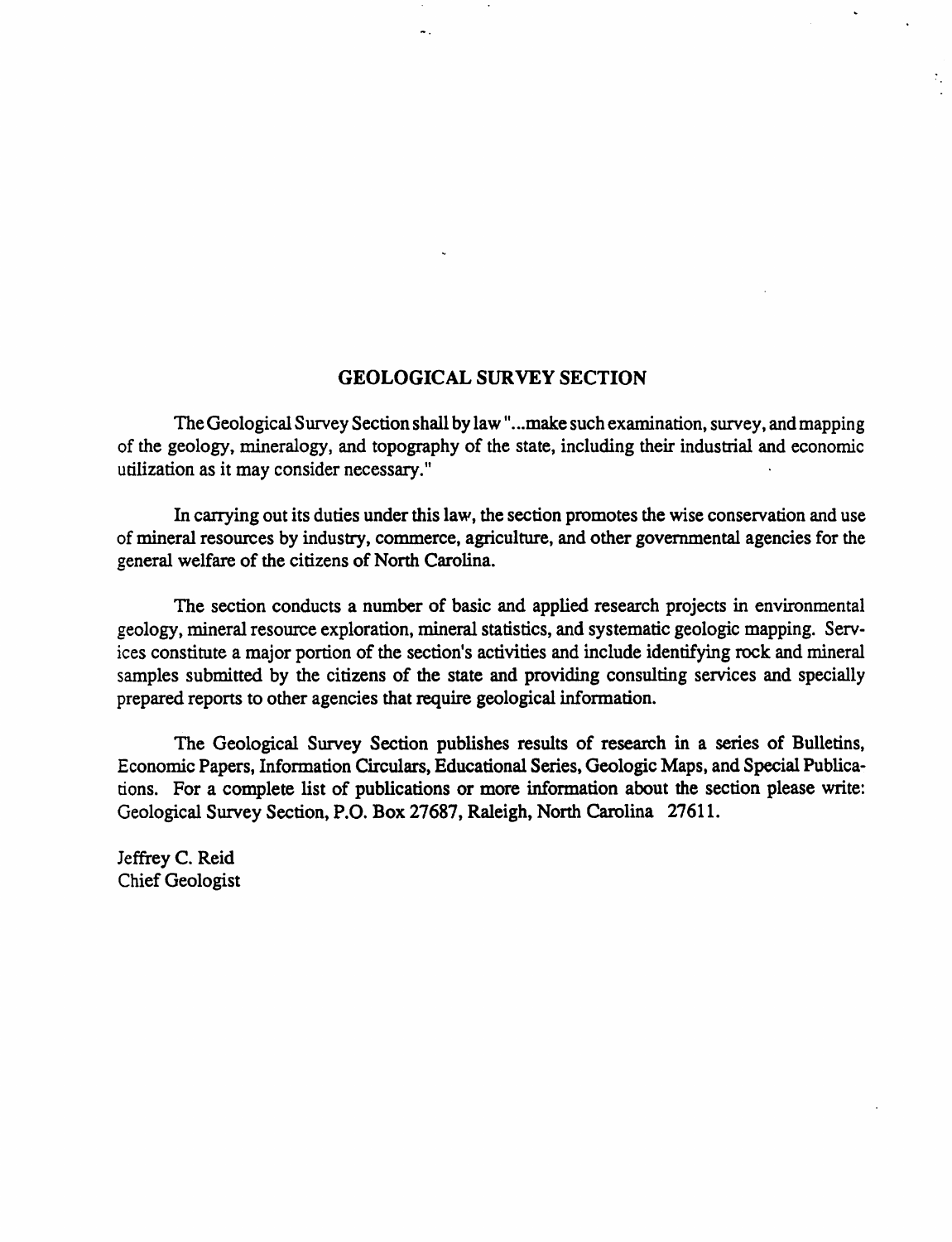## GEOLOGICAL SURVEY SECTION

The Geological Survey Section shall by law "...make such examination, survey, and mapping of the geology, mineralogy, and topography of the state, including their industrial and economic utilization as it may consider necessary."

In carrying out its duties under this law, the section promotes the wise conservation and use of mineral resources by industry, commerce, agriculture, and other governmental agencies for the general welfare of the citizens of North Carolina.

The section conducts a number of basic and applied research projects in environmental geology, mineral resource exploration, mineral statistics, and systematic geologic mapping. Services constitute a major portion of the section's activities and include identifying rock and mineral samples submitted by the citizens of the state and providing consulting services and specially prepared reports to other agencies that require geological information.

The Geological Survey Section publishes results of research in a series of Bulletins, Economic Papers, Information Circulars, Educational Series, Geologic Maps, and Special Publications. For a complete list of publications or more information about the section please write: Geological Survey Section, P.O. Box 27687, Raleigh, North Carolina 27611.

Jeffrey C. Reid
Chief Geologist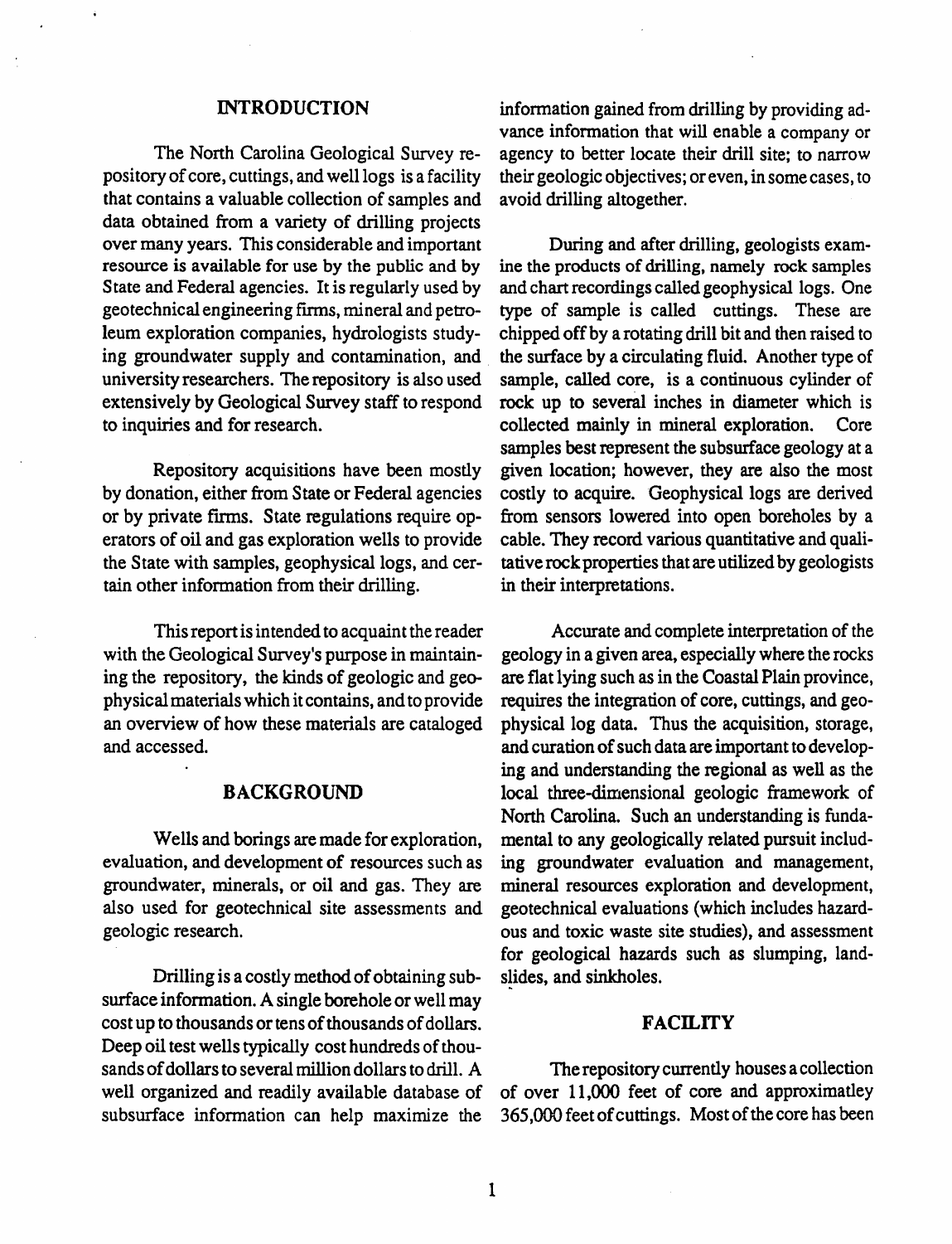## INTRODUCTION

The North Carolina Geological Survey repository of core, cuttings, and well logs is a facility that contains a valuable collection of samples and data obtained from a variety of drilling projects over many years. This considerable and important resource is available for use by the public and by State and Federal agencies. It is regularly used by geotechnical engineering firms, mineral and petroleum exploration companies, hydrologists studying groundwater supply and contamination, and university researchers. The repository is also used extensively by Geological Survey staff to respond to inquiries and for research.

Repository acquisitions have been mostly by donation, either from State or Federal agencies or by private firms. State regulations require operators of oil and gas exploration wells to provide the State with samples, geophysical logs, and certain other information from their drilling.

This report is intended to acquaint the reader with the Geological Survey's purpose in maintaining the repository, the kinds of geologic and geophysical materials which it contains, and to provide an overview of how these materials are cataloged and accessed.

## BACKGROUND

Wells and borings are made for exploration, evaluation, and development of resources such as groundwater, minerals, or oil and gas. They are also used for geotechnical site assessments and geologic research.

Drilling is a costly method of obtaining subsurface information. A single borehole or well may cost up to thousands or tens of thousands of dollars. Deep oil test wells typically cost hundreds of thousands of dollars to several million dollars to drill. A well organized and readily available database of subsurface information can help maximize the information gained from drilling by providing advance information that will enable a company or agency to better locate their drill site; to narrow their geologic objectives; or even, in some cases, to avoid drilling altogether.

During and after drilling, geologists examine the products of drilling, namely rock samples and chart recordings called geophysical logs. One type of sample is called cuttings. These are chipped off by a rotating drill bit and then raised to the surface by a circulating fluid. Another type of sample, called core, is a continuous cylinder of rock up to several inches in diameter which is collected mainly in mineral exploration. Core samples best represent the subsurface geology at a given location; however, they are also the most costly to acquire. Geophysical logs are derived from sensors lowered into open boreholes by a cable. They record various quantitative and qualitative rock properties that are utilized by geologists in their interpretations.

Accurate and complete interpretation of the geology in a given area, especially where the rocks are flat lying such as in the Coastal Plain province, requires the integration of core, cuttings, and geophysical log data. Thus the acquisition, storage, and curation of such data are important to developing and understanding the regional as well as the local three-dimensional geologic framework of North Carolina. Such an understanding is fundamental to any geologically related pursuit including groundwater evaluation and management, mineral resources exploration and development, geotechnical evaluations (which includes hazardous and toxic waste site studies), and assessment for geological hazards such as slumping, landslides, and sinkholes.

## FACILITY

The repository currently houses a collection of over 11,000 feet of core and approximatley 365,000 feet of cuttings. Most of the core has been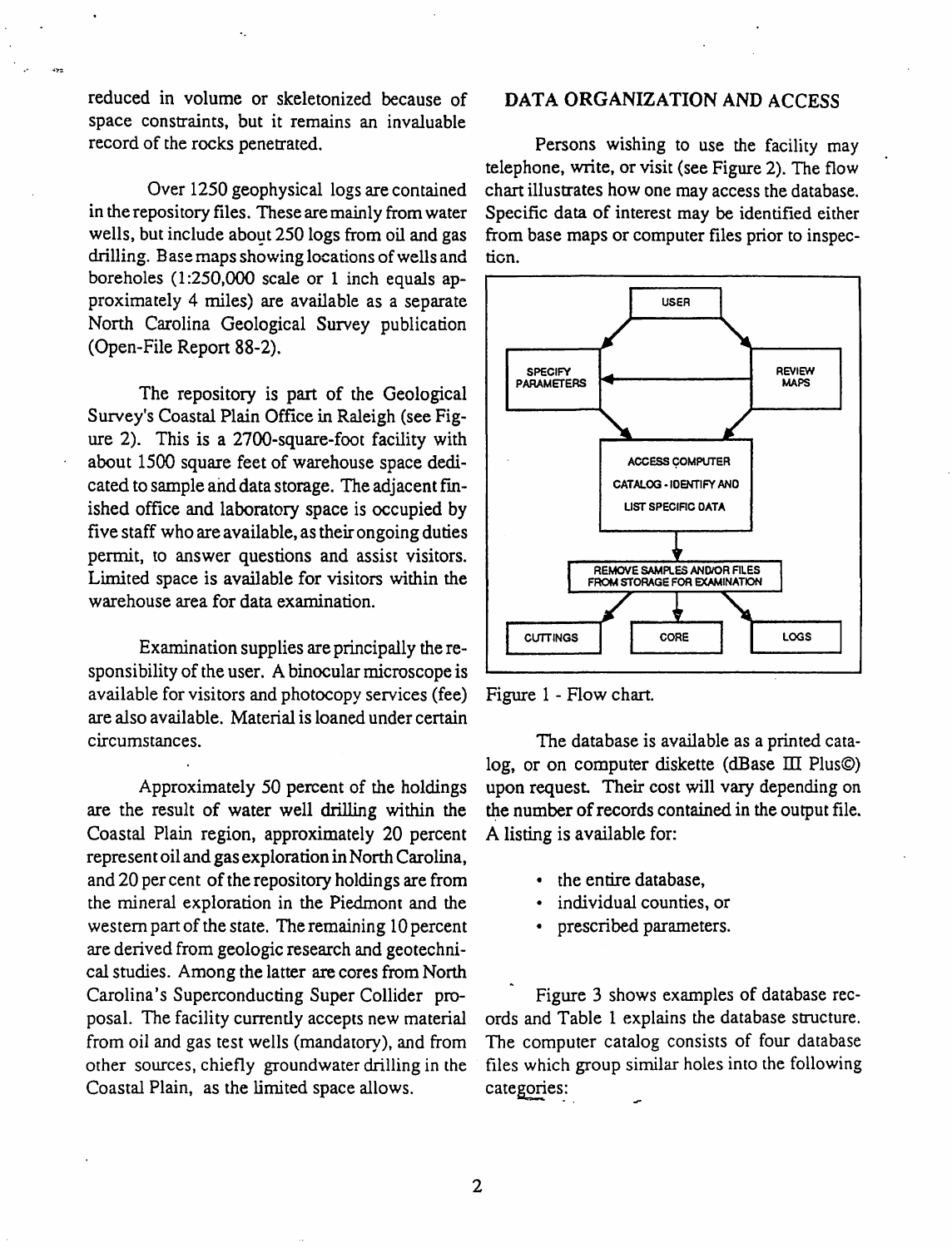reduced in volume or skeletonized because of space constraints, but it remains an invaluable record of the rocks penetrated.

Over 1250 geophysical logs are contained in the repository files. These are mainly from water wells, but include about 250 logs from oil and gas drilling. Base maps showing locations of wells and boreholes (1:250,000 scale or 1 inch equals approximately 4 miles) are available as a separate North Carolina Geological Survey publication (Open-File Report 88-2).

The repository is part of the Geological Survey's Coastal Plain Office in Raleigh (see Figure 2). This is a 2700-square-foot facility with about 1500 square feet of warehouse space dedicated to sample and data storage. The adjacent finished office and laboratory space is occupied by five staff who are available, as their ongoing duties permit, to answer questions and assist visitors. Limited space is available for visitors within the warehouse area for data examination.

Examination supplies are principally the responsibility of the user. A binocular microscope is available for visitors and photocopy services (fee) are also available. Material is loaned under certain circumstances.

Approximately 50 percent of the holdings are the result of water well drilling within the Coastal Plain region, approximately 20 percent represent oil and gas exploration in North Carolina, and 20 per cent of the repository holdings are from the mineral exploration in the Piedmont and the western part of the state. The remaining 10 percent are derived from geologic research and geotechnical studies. Among the latter are cores from North Carolina's Superconducting Super Collider proposal. The facility currently accepts new material from oil and gas test wells (mandatory), and from other sources, chiefly groundwater drilling in the Coastal Plain, as the limited space allows.

## DATA ORGANIZATION AND ACCESS

Persons wishing to use the facility may telephone, write, or visit (see Figure 2). The flow chart illustrates how one may access the database. Specific data of interest may be identified either from base maps or computer files prior to inspection.

USER

SPECIFY PARAMETERS

REVIEW MAPS

ACCESS COMPUTER CATALOG - IDENTIFY AND LIST SPECIFIC DATA

REMOVE SAMPLES AND/OR FILES FROM STORAGE FOR EXAMINATION

CUTTINGS

CORE

LOGS

Figure 1 - Flow chart.

The database is available as a printed catalog, or on computer diskette (dBase III Plus©) upon request. Their cost will vary depending on the number of records contained in the output file. A listing is available for:

- the entire database,
- individual counties, or
- prescribed parameters.

Figure 3 shows examples of database records and Table 1 explains the database structure. The computer catalog consists of four database files which group similar holes into the following categories: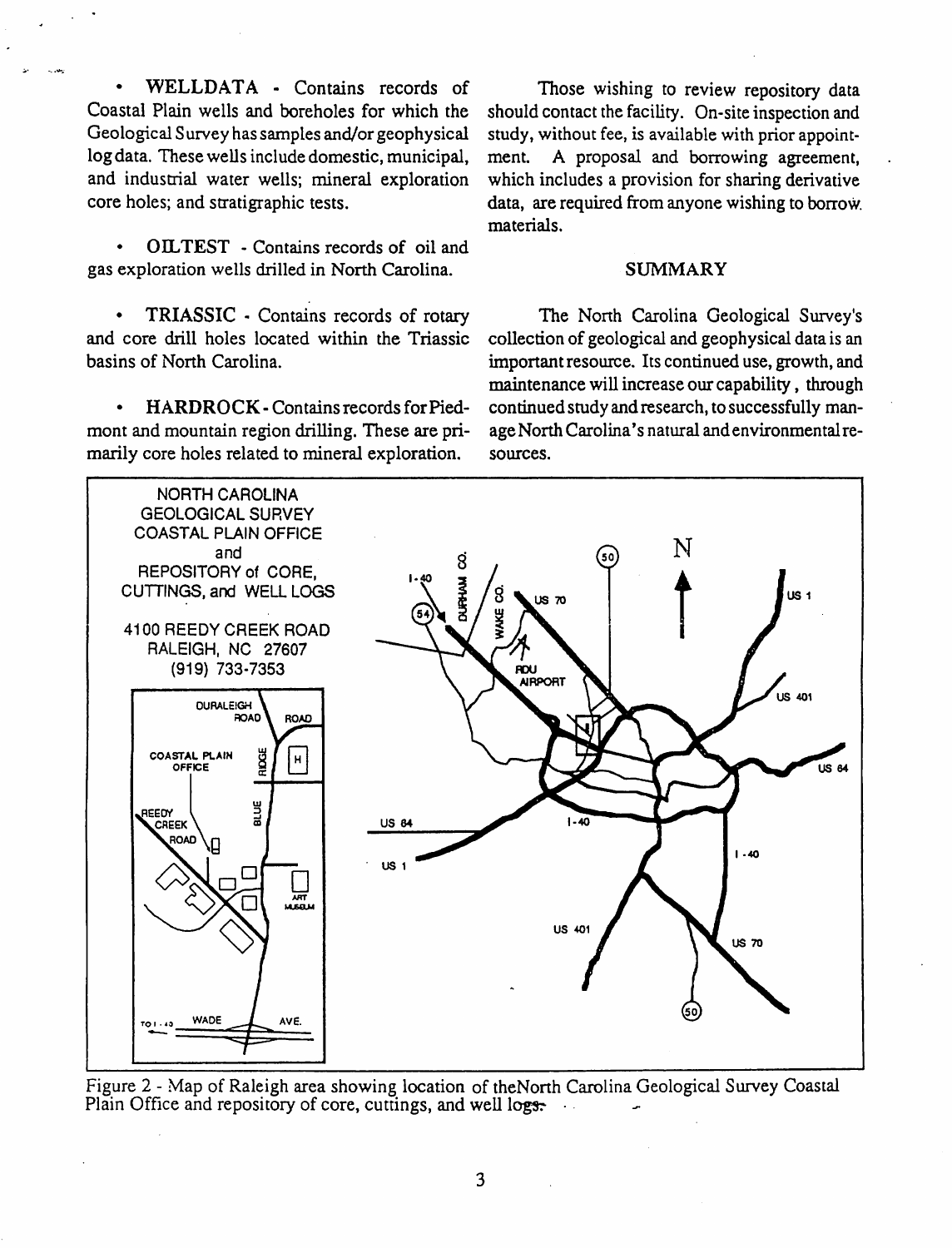- **WELLDATA** - Contains records of Coastal Plain wells and boreholes for which the Geological Survey has samples and/or geophysical log data. These wells include domestic, municipal, and industrial water wells; mineral exploration core holes; and stratigraphic tests.

- **OILTEST** - Contains records of oil and gas exploration wells drilled in North Carolina.

- **TRIASSIC** - Contains records of rotary and core drill holes located within the Triassic basins of North Carolina.

- **HARDROCK** - Contains records for Piedmont and mountain region drilling. These are primarily core holes related to mineral exploration.

Those wishing to review repository data should contact the facility. On-site inspection and study, without fee, is available with prior appointment. A proposal and borrowing agreement, which includes a provision for sharing derivative data, are required from anyone wishing to borrow materials.

## SUMMARY

The North Carolina Geological Survey's collection of geological and geophysical data is an important resource. Its continued use, growth, and maintenance will increase our capability, through continued study and research, to successfully manage North Carolina's natural and environmental resources.

NORTH CAROLINA GEOLOGICAL SURVEY COASTAL PLAIN OFFICE and REPOSITORY of CORE, CUTTINGS, and WELL LOGS

4100 REEDY CREEK ROAD
RALEIGH, NC 27607
(919) 733-7353

Figure 2 - Map of Raleigh area showing location of theNorth Carolina Geological Survey Coastal Plain Office and repository of core, cuttings, and well logs.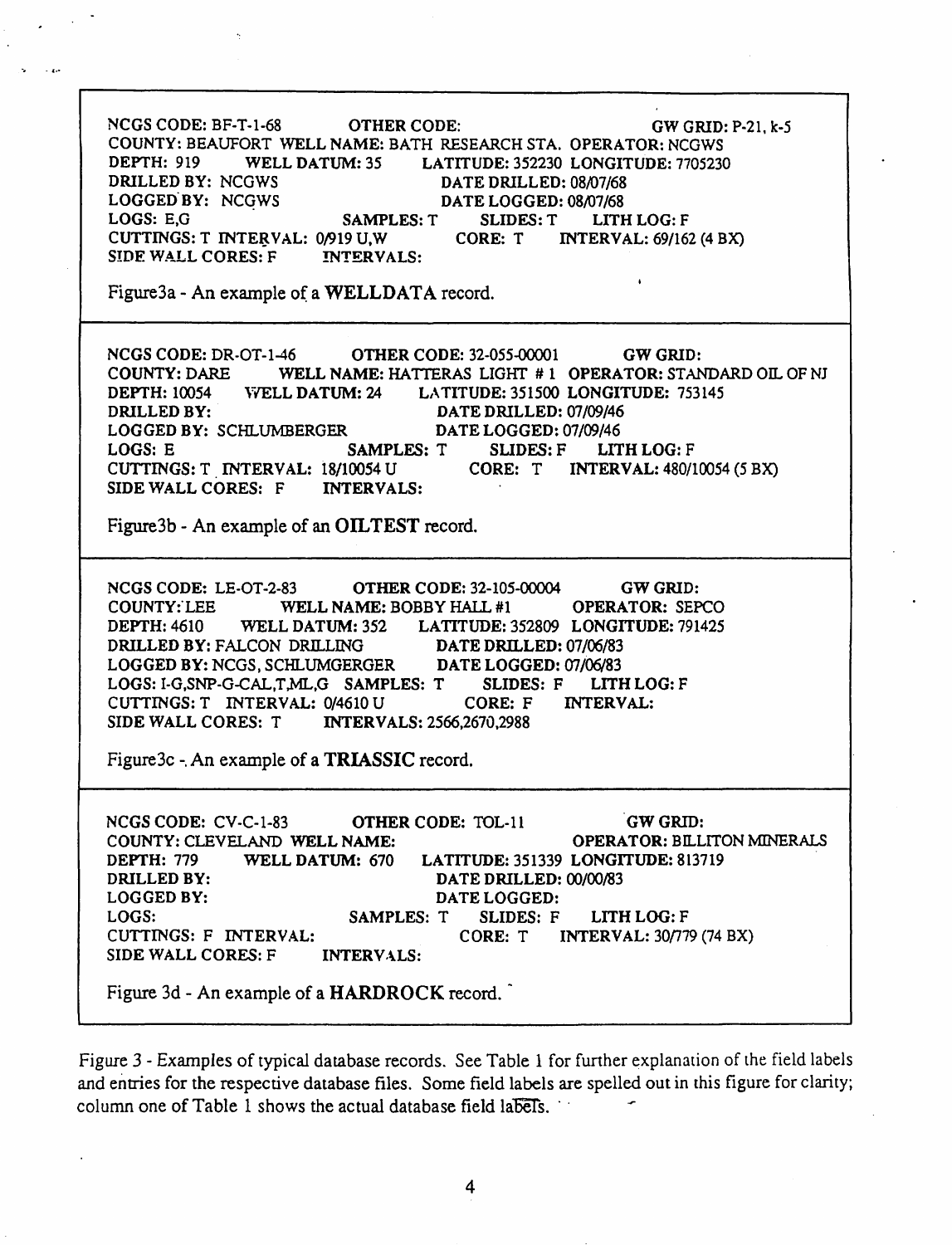NCGS CODE: BF-T-1-68 OTHER CODE: GW GRID: P-21, k-5
COUNTY: BEAUFORT WELL NAME: BATH RESEARCH STA. OPERATOR: NCGWS
DEPTH: 919 WELL DATUM: 35 LATITUDE: 352230 LONGITUDE: 7705230
DRILLED BY: NCGWS DATE DRILLED: 08/07/68
LOGGED BY: NCGWS DATE LOGGED: 08/07/68
LOGS: E,G SAMPLES: T SLIDES: T LITH LOG: F
CUTTINGS: T INTERVAL: 0/919 U,W CORE: T INTERVAL: 69/162 (4 BX)
SIDE WALL CORES: F INTERVALS:

Figure3a - An example of a **WELLDATA** record.

---

NCGS CODE: DR-OT-1-46 OTHER CODE: 32-055-00001 GW GRID:
COUNTY: DARE WELL NAME: HATTERAS LIGHT # 1 OPERATOR: STANDARD OIL OF NJ
DEPTH: 10054 WELL DATUM: 24 LATITUDE: 351500 LONGITUDE: 753145
DRILLED BY: DATE DRILLED: 07/09/46
LOGGED BY: SCHLUMBERGER DATE LOGGED: 07/09/46
LOGS: E SAMPLES: T SLIDES: F LITH LOG: F
CUTTINGS: T INTERVAL: 18/10054 U CORE: T INTERVAL: 480/10054 (5 BX)
SIDE WALL CORES: F INTERVALS:

Figure3b - An example of an **OILTEST** record.

---

NCGS CODE: LE-OT-2-83 OTHER CODE: 32-105-00004 GW GRID:
COUNTY: LEE WELL NAME: BOBBY HALL #1 OPERATOR: SEPCO
DEPTH: 4610 WELL DATUM: 352 LATITUDE: 352809 LONGITUDE: 791425
DRILLED BY: FALCON DRILLING DATE DRILLED: 07/06/83
LOGGED BY: NCGS, SCHLUMGERGER DATE LOGGED: 07/06/83
LOGS: I-G,SNP-G-CAL,T,ML,G SAMPLES: T SLIDES: F LITH LOG: F
CUTTINGS: T INTERVAL: 0/4610 U CORE: F INTERVAL:
SIDE WALL CORES: T INTERVALS: 2566,2670,2988

Figure3c - An example of a **TRIASSIC** record.

---

NCGS CODE: CV-C-1-83 OTHER CODE: TOL-11 GW GRID:
COUNTY: CLEVELAND WELL NAME: OPERATOR: BILLITON MINERALS
DEPTH: 779 WELL DATUM: 670 LATITUDE: 351339 LONGITUDE: 813719
DRILLED BY: DATE DRILLED: 00/00/83
LOGGED BY: DATE LOGGED:
LOGS: SAMPLES: T SLIDES: F LITH LOG: F
CUTTINGS: F INTERVAL: CORE: T INTERVAL: 30/779 (74 BX)
SIDE WALL CORES: F INTERVALS:

Figure 3d - An example of a **HARDROCK** record.

---

Figure 3 - Examples of typical database records. See Table 1 for further explanation of the field labels and entries for the respective database files. Some field labels are spelled out in this figure for clarity; column one of Table 1 shows the actual database field labels.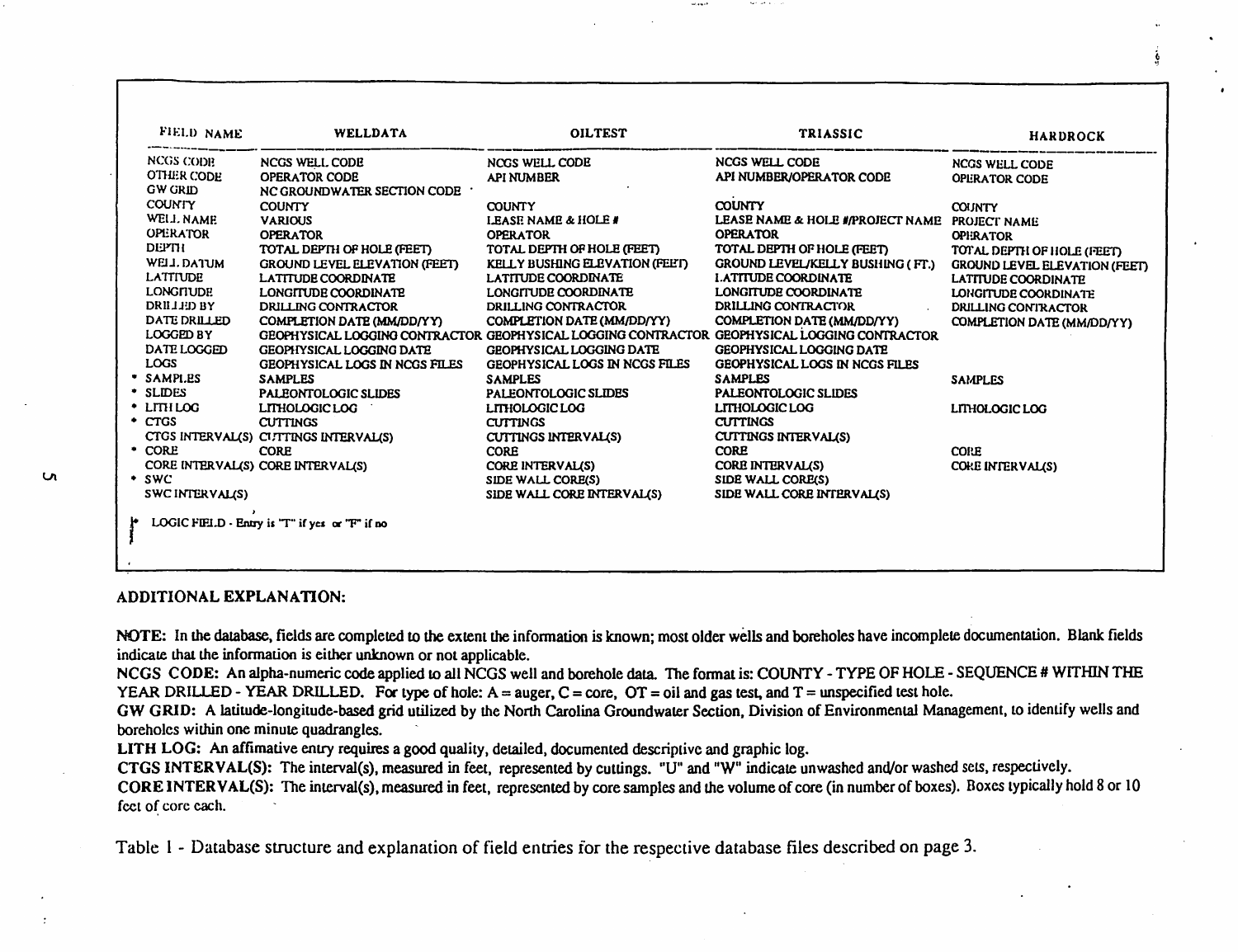| FIELD NAME | WELLDATA | OILTEST | TRIASSIC | HARDROCK |
|---|---|---|---|---|
| NCGS CODE | NCGS WELL CODE | NCGS WELL CODE | NCGS WELL CODE | NCGS WELL CODE |
| OTHER CODE | OPERATOR CODE | API NUMBER | API NUMBER/OPERATOR CODE | OPERATOR CODE |
| GW GRID | NC GROUNDWATER SECTION CODE | | | |
| COUNTY | COUNTY | COUNTY | COUNTY | COUNTY |
| WELL NAME | VARIOUS | LEASE NAME & HOLE # | LEASE NAME & HOLE #/PROJECT NAME | PROJECT NAME |
| OPERATOR | OPERATOR | OPERATOR | OPERATOR | OPERATOR |
| DEPTH | TOTAL DEPTH OF HOLE (FEET) | TOTAL DEPTH OF HOLE (FEET) | TOTAL DEPTH OF HOLE (FEET) | TOTAL DEPTH OF HOLE (FEET) |
| WELL DATUM | GROUND LEVEL ELEVATION (FEET) | KELLY BUSHING ELEVATION (FEET) | GROUND LEVEL/KELLY BUSHING ( FT.) | GROUND LEVEL ELEVATION (FEET) |
| LATITUDE | LATITUDE COORDINATE | LATITUDE COORDINATE | LATITUDE COORDINATE | LATITUDE COORDINATE |
| LONGITUDE | LONGITUDE COORDINATE | LONGITUDE COORDINATE | LONGITUDE COORDINATE | LONGITUDE COORDINATE |
| DRILLED BY | DRILLING CONTRACTOR | DRILLING CONTRACTOR | DRILLING CONTRACTOR | DRILLING CONTRACTOR |
| DATE DRILLED | COMPLETION DATE (MM/DD/YY) | COMPLETION DATE (MM/DD/YY) | COMPLETION DATE (MM/DD/YY) | COMPLETION DATE (MM/DD/YY) |
| LOGGED BY | GEOPHYSICAL LOGGING CONTRACTOR | GEOPHYSICAL LOGGING CONTRACTOR | GEOPHYSICAL LOGGING CONTRACTOR | |
| DATE LOGGED | GEOPHYSICAL LOGGING DATE | GEOPHYSICAL LOGGING DATE | GEOPHYSICAL LOGGING DATE | |
| LOGS | GEOPHYSICAL LOGS IN NCGS FILES | GEOPHYSICAL LOGS IN NCGS FILES | GEOPHYSICAL LOGS IN NCGS FILES | |
| * SAMPLES | SAMPLES | SAMPLES | SAMPLES | SAMPLES |
| * SLIDES | PALEONTOLOGIC SLIDES | PALEONTOLOGIC SLIDES | PALEONTOLOGIC SLIDES | |
| * LITH LOG | LITHOLOGIC LOG | LITHOLOGIC LOG | LITHOLOGIC LOG | LITHOLOGIC LOG |
| * CTGS | CUTTINGS | CUTTINGS | CUTTINGS | |
| CTGS INTERVAL(S) | CUTTINGS INTERVAL(S) | CUTTINGS INTERVAL(S) | CUTTINGS INTERVAL(S) | |
| * CORE | CORE | CORE | CORE | CORE |
| CORE INTERVAL(S) | CORE INTERVAL(S) | CORE INTERVAL(S) | CORE INTERVAL(S) | CORE INTERVAL(S) |
| * SWC | | SIDE WALL CORE(S) | SIDE WALL CORE(S) | |
| SWC INTERVAL(S) | | SIDE WALL CORE INTERVAL(S) | SIDE WALL CORE INTERVAL(S) | |

* LOGIC FIELD - Entry is "T" if yes or "F" if no

## ADDITIONAL EXPLANATION:

**NOTE:** In the database, fields are completed to the extent the information is known; most older wells and boreholes have incomplete documentation. Blank fields indicate that the information is either unknown or not applicable.

**NCGS CODE:** An alpha-numeric code applied to all NCGS well and borehole data. The format is: COUNTY - TYPE OF HOLE - SEQUENCE # WITHIN THE YEAR DRILLED - YEAR DRILLED. For type of hole: A = auger, C = core, OT = oil and gas test, and T = unspecified test hole.

**GW GRID:** A latitude-longitude-based grid utilized by the North Carolina Groundwater Section, Division of Environmental Management, to identify wells and boreholes within one minute quadrangles.

**LITH LOG:** An affimative entry requires a good quality, detailed, documented descriptive and graphic log.

**CTGS INTERVAL(S):** The interval(s), measured in feet, represented by cuttings. "U" and "W" indicate unwashed and/or washed sets, respectively.

**CORE INTERVAL(S):** The interval(s), measured in feet, represented by core samples and the volume of core (in number of boxes). Boxes typically hold 8 or 10 feet of core each.

Table 1 - Database structure and explanation of field entries for the respective database files described on page 3.